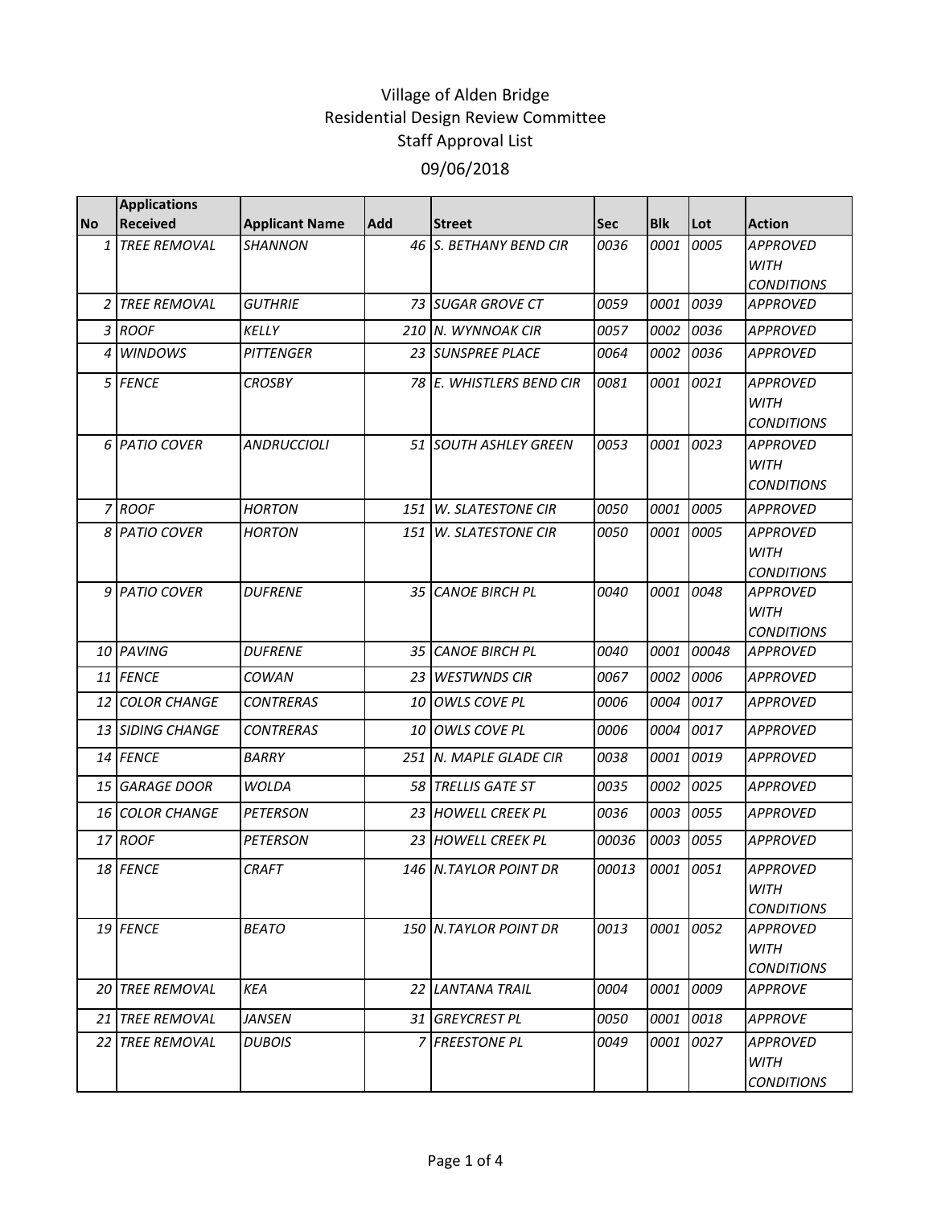# Village of Alden Bridge
## Residential Design Review Committee
## Staff Approval List
## 09/06/2018

| No | Applications Received | Applicant Name | Add | Street | Sec | Blk | Lot | Action |
|---|---|---|---|---|---|---|---|---|
| 1 | *TREE REMOVAL* | *SHANNON* | *46* | *S. BETHANY BEND CIR* | *0036* | *0001* | *0005* | *APPROVED WITH CONDITIONS* |
| 2 | *TREE REMOVAL* | *GUTHRIE* | *73* | *SUGAR GROVE CT* | *0059* | *0001* | *0039* | *APPROVED* |
| 3 | *ROOF* | *KELLY* | *210* | *N. WYNNOAK CIR* | *0057* | *0002* | *0036* | *APPROVED* |
| 4 | *WINDOWS* | *PITTENGER* | *23* | *SUNSPREE PLACE* | *0064* | *0002* | *0036* | *APPROVED* |
| 5 | *FENCE* | *CROSBY* | *78* | *E. WHISTLERS BEND CIR* | *0081* | *0001* | *0021* | *APPROVED WITH CONDITIONS* |
| 6 | *PATIO COVER* | *ANDRUCCIOLI* | *51* | *SOUTH ASHLEY GREEN* | *0053* | *0001* | *0023* | *APPROVED WITH CONDITIONS* |
| 7 | *ROOF* | *HORTON* | *151* | *W. SLATESTONE CIR* | *0050* | *0001* | *0005* | *APPROVED* |
| 8 | *PATIO COVER* | *HORTON* | *151* | *W. SLATESTONE CIR* | *0050* | *0001* | *0005* | *APPROVED WITH CONDITIONS* |
| 9 | *PATIO COVER* | *DUFRENE* | *35* | *CANOE BIRCH PL* | *0040* | *0001* | *0048* | *APPROVED WITH CONDITIONS* |
| 10 | *PAVING* | *DUFRENE* | *35* | *CANOE BIRCH PL* | *0040* | *0001* | *00048* | *APPROVED* |
| 11 | *FENCE* | *COWAN* | *23* | *WESTWNDS CIR* | *0067* | *0002* | *0006* | *APPROVED* |
| 12 | *COLOR CHANGE* | *CONTRERAS* | *10* | *OWLS COVE PL* | *0006* | *0004* | *0017* | *APPROVED* |
| 13 | *SIDING CHANGE* | *CONTRERAS* | *10* | *OWLS COVE PL* | *0006* | *0004* | *0017* | *APPROVED* |
| 14 | *FENCE* | *BARRY* | *251* | *N. MAPLE GLADE CIR* | *0038* | *0001* | *0019* | *APPROVED* |
| 15 | *GARAGE DOOR* | *WOLDA* | *58* | *TRELLIS GATE ST* | *0035* | *0002* | *0025* | *APPROVED* |
| 16 | *COLOR CHANGE* | *PETERSON* | *23* | *HOWELL CREEK PL* | *0036* | *0003* | *0055* | *APPROVED* |
| 17 | *ROOF* | *PETERSON* | *23* | *HOWELL CREEK PL* | *00036* | *0003* | *0055* | *APPROVED* |
| 18 | *FENCE* | *CRAFT* | *146* | *N.TAYLOR POINT DR* | *00013* | *0001* | *0051* | *APPROVED WITH CONDITIONS* |
| 19 | *FENCE* | *BEATO* | *150* | *N.TAYLOR POINT DR* | *0013* | *0001* | *0052* | *APPROVED WITH CONDITIONS* |
| 20 | *TREE REMOVAL* | *KEA* | *22* | *LANTANA TRAIL* | *0004* | *0001* | *0009* | *APPROVE* |
| 21 | *TREE REMOVAL* | *JANSEN* | *31* | *GREYCREST PL* | *0050* | *0001* | *0018* | *APPROVE* |
| 22 | *TREE REMOVAL* | *DUBOIS* | *7* | *FREESTONE PL* | *0049* | *0001* | *0027* | *APPROVED WITH CONDITIONS* |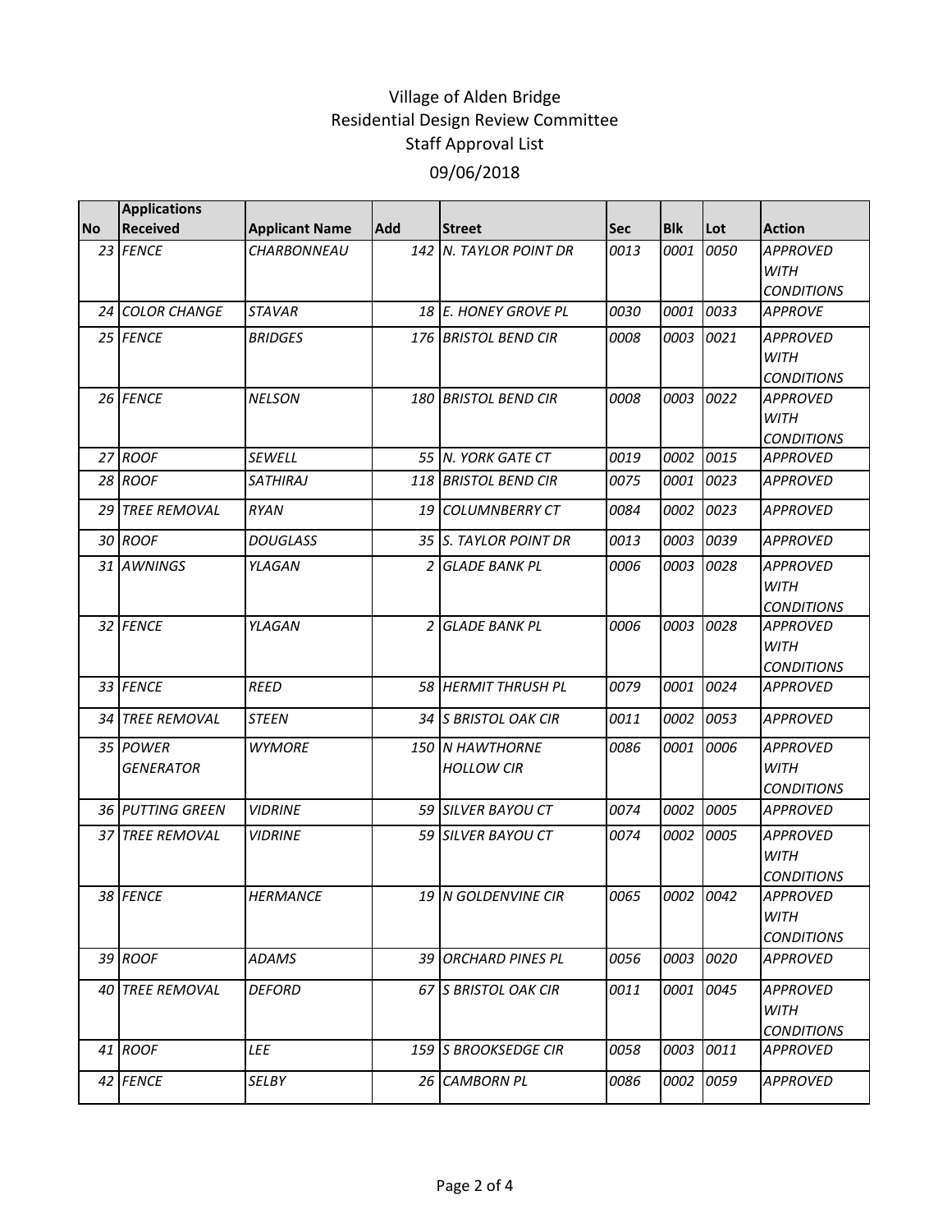# Village of Alden Bridge
## Residential Design Review Committee
## Staff Approval List
## 09/06/2018

| No | Applications Received | Applicant Name | Add | Street | Sec | Blk | Lot | Action |
|---|---|---|---|---|---|---|---|---|
| 23 | *FENCE* | *CHARBONNEAU* | 142 | *N. TAYLOR POINT DR* | *0013* | *0001* | *0050* | *APPROVED WITH CONDITIONS* |
| 24 | *COLOR CHANGE* | *STAVAR* | 18 | *E. HONEY GROVE PL* | *0030* | *0001* | *0033* | *APPROVE* |
| 25 | *FENCE* | *BRIDGES* | 176 | *BRISTOL BEND CIR* | *0008* | *0003* | *0021* | *APPROVED WITH CONDITIONS* |
| 26 | *FENCE* | *NELSON* | 180 | *BRISTOL BEND CIR* | *0008* | *0003* | *0022* | *APPROVED WITH CONDITIONS* |
| 27 | *ROOF* | *SEWELL* | 55 | *N. YORK GATE CT* | *0019* | *0002* | *0015* | *APPROVED* |
| 28 | *ROOF* | *SATHIRAJ* | 118 | *BRISTOL BEND CIR* | *0075* | *0001* | *0023* | *APPROVED* |
| 29 | *TREE REMOVAL* | *RYAN* | 19 | *COLUMNBERRY CT* | *0084* | *0002* | *0023* | *APPROVED* |
| 30 | *ROOF* | *DOUGLASS* | 35 | *S. TAYLOR POINT DR* | *0013* | *0003* | *0039* | *APPROVED* |
| 31 | *AWNINGS* | *YLAGAN* | 2 | *GLADE BANK PL* | *0006* | *0003* | *0028* | *APPROVED WITH CONDITIONS* |
| 32 | *FENCE* | *YLAGAN* | 2 | *GLADE BANK PL* | *0006* | *0003* | *0028* | *APPROVED WITH CONDITIONS* |
| 33 | *FENCE* | *REED* | 58 | *HERMIT THRUSH PL* | *0079* | *0001* | *0024* | *APPROVED* |
| 34 | *TREE REMOVAL* | *STEEN* | 34 | *S BRISTOL OAK CIR* | *0011* | *0002* | *0053* | *APPROVED* |
| 35 | *POWER GENERATOR* | *WYMORE* | 150 | *N HAWTHORNE HOLLOW CIR* | *0086* | *0001* | *0006* | *APPROVED WITH CONDITIONS* |
| 36 | *PUTTING GREEN* | *VIDRINE* | 59 | *SILVER BAYOU CT* | *0074* | *0002* | *0005* | *APPROVED* |
| 37 | *TREE REMOVAL* | *VIDRINE* | 59 | *SILVER BAYOU CT* | *0074* | *0002* | *0005* | *APPROVED WITH CONDITIONS* |
| 38 | *FENCE* | *HERMANCE* | 19 | *N GOLDENVINE CIR* | *0065* | *0002* | *0042* | *APPROVED WITH CONDITIONS* |
| 39 | *ROOF* | *ADAMS* | 39 | *ORCHARD PINES PL* | *0056* | *0003* | *0020* | *APPROVED* |
| 40 | *TREE REMOVAL* | *DEFORD* | 67 | *S BRISTOL OAK CIR* | *0011* | *0001* | *0045* | *APPROVED WITH CONDITIONS* |
| 41 | *ROOF* | *LEE* | 159 | *S BROOKSEDGE CIR* | *0058* | *0003* | *0011* | *APPROVED* |
| 42 | *FENCE* | *SELBY* | 26 | *CAMBORN PL* | *0086* | *0002* | *0059* | *APPROVED* |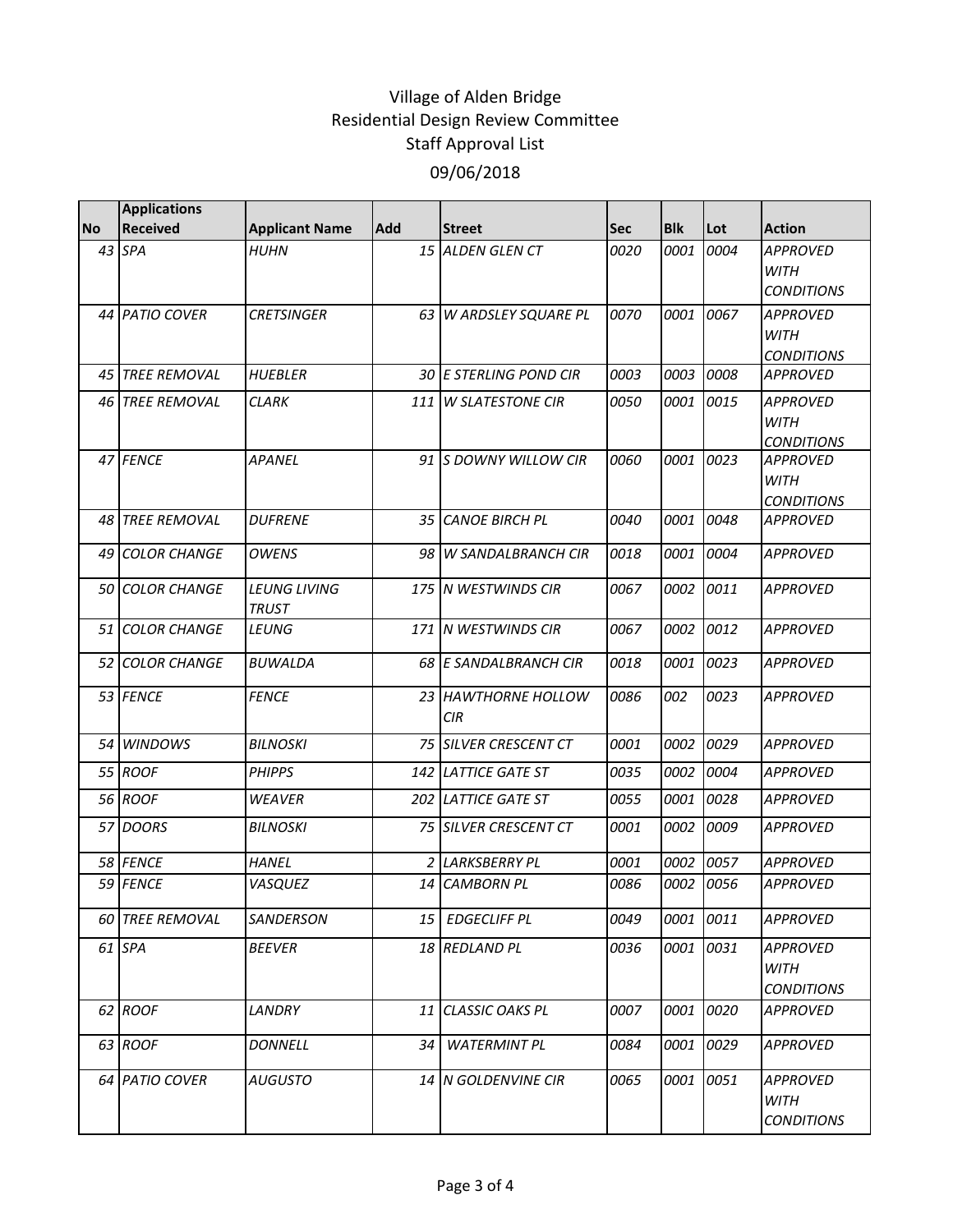# Village of Alden Bridge
## Residential Design Review Committee
### Staff Approval List
### 09/06/2018

| No | Applications Received | Applicant Name | Add | Street | Sec | Blk | Lot | Action |
|---|---|---|---|---|---|---|---|---|
| 43 | *SPA* | *HUHN* | 15 | *ALDEN GLEN CT* | 0020 | 0001 | 0004 | *APPROVED WITH CONDITIONS* |
| 44 | *PATIO COVER* | *CRETSINGER* | 63 | *W ARDSLEY SQUARE PL* | 0070 | 0001 | 0067 | *APPROVED WITH CONDITIONS* |
| 45 | *TREE REMOVAL* | *HUEBLER* | 30 | *E STERLING POND CIR* | 0003 | 0003 | 0008 | *APPROVED* |
| 46 | *TREE REMOVAL* | *CLARK* | 111 | *W SLATESTONE CIR* | 0050 | 0001 | 0015 | *APPROVED WITH CONDITIONS* |
| 47 | *FENCE* | *APANEL* | 91 | *S DOWNY WILLOW CIR* | 0060 | 0001 | 0023 | *APPROVED WITH CONDITIONS* |
| 48 | *TREE REMOVAL* | *DUFRENE* | 35 | *CANOE BIRCH PL* | 0040 | 0001 | 0048 | *APPROVED* |
| 49 | *COLOR CHANGE* | *OWENS* | 98 | *W SANDALBRANCH CIR* | 0018 | 0001 | 0004 | *APPROVED* |
| 50 | *COLOR CHANGE* | *LEUNG LIVING TRUST* | 175 | *N WESTWINDS CIR* | 0067 | 0002 | 0011 | *APPROVED* |
| 51 | *COLOR CHANGE* | *LEUNG* | 171 | *N WESTWINDS CIR* | 0067 | 0002 | 0012 | *APPROVED* |
| 52 | *COLOR CHANGE* | *BUWALDA* | 68 | *E SANDALBRANCH CIR* | 0018 | 0001 | 0023 | *APPROVED* |
| 53 | *FENCE* | *FENCE* | 23 | *HAWTHORNE HOLLOW CIR* | 0086 | 002 | 0023 | *APPROVED* |
| 54 | *WINDOWS* | *BILNOSKI* | 75 | *SILVER CRESCENT CT* | 0001 | 0002 | 0029 | *APPROVED* |
| 55 | *ROOF* | *PHIPPS* | 142 | *LATTICE GATE ST* | 0035 | 0002 | 0004 | *APPROVED* |
| 56 | *ROOF* | *WEAVER* | 202 | *LATTICE GATE ST* | 0055 | 0001 | 0028 | *APPROVED* |
| 57 | *DOORS* | *BILNOSKI* | 75 | *SILVER CRESCENT CT* | 0001 | 0002 | 0009 | *APPROVED* |
| 58 | *FENCE* | *HANEL* | 2 | *LARKSBERRY PL* | 0001 | 0002 | 0057 | *APPROVED* |
| 59 | *FENCE* | *VASQUEZ* | 14 | *CAMBORN PL* | 0086 | 0002 | 0056 | *APPROVED* |
| 60 | *TREE REMOVAL* | *SANDERSON* | 15 | *EDGECLIFF PL* | 0049 | 0001 | 0011 | *APPROVED* |
| 61 | *SPA* | *BEEVER* | 18 | *REDLAND PL* | 0036 | 0001 | 0031 | *APPROVED WITH CONDITIONS* |
| 62 | *ROOF* | *LANDRY* | 11 | *CLASSIC OAKS PL* | 0007 | 0001 | 0020 | *APPROVED* |
| 63 | *ROOF* | *DONNELL* | 34 | *WATERMINT PL* | 0084 | 0001 | 0029 | *APPROVED* |
| 64 | *PATIO COVER* | *AUGUSTO* | 14 | *N GOLDENVINE CIR* | 0065 | 0001 | 0051 | *APPROVED WITH CONDITIONS* |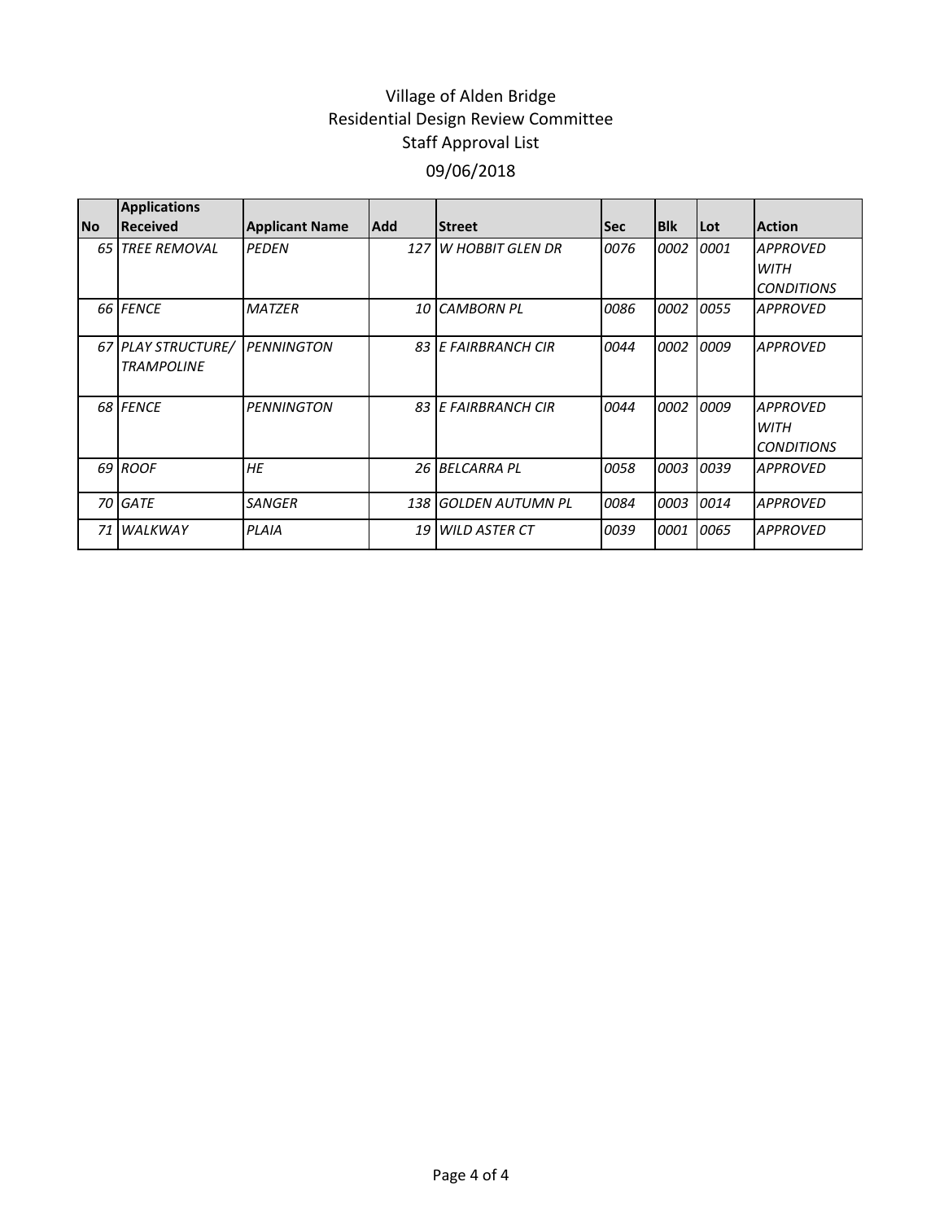# Village of Alden Bridge
## Residential Design Review Committee
## Staff Approval List
## 09/06/2018

| No | Applications Received | Applicant Name | Add | Street | Sec | Blk | Lot | Action |
|---|---|---|---|---|---|---|---|---|
| 65 | *TREE REMOVAL* | *PEDEN* | 127 | *W HOBBIT GLEN DR* | *0076* | *0002* | *0001* | *APPROVED WITH CONDITIONS* |
| 66 | *FENCE* | *MATZER* | 10 | *CAMBORN PL* | *0086* | *0002* | *0055* | *APPROVED* |
| 67 | *PLAY STRUCTURE/ TRAMPOLINE* | *PENNINGTON* | 83 | *E FAIRBRANCH CIR* | *0044* | *0002* | *0009* | *APPROVED* |
| 68 | *FENCE* | *PENNINGTON* | 83 | *E FAIRBRANCH CIR* | *0044* | *0002* | *0009* | *APPROVED WITH CONDITIONS* |
| 69 | *ROOF* | *HE* | 26 | *BELCARRA PL* | *0058* | *0003* | *0039* | *APPROVED* |
| 70 | *GATE* | *SANGER* | 138 | *GOLDEN AUTUMN PL* | *0084* | *0003* | *0014* | *APPROVED* |
| 71 | *WALKWAY* | *PLAIA* | 19 | *WILD ASTER CT* | *0039* | *0001* | *0065* | *APPROVED* |